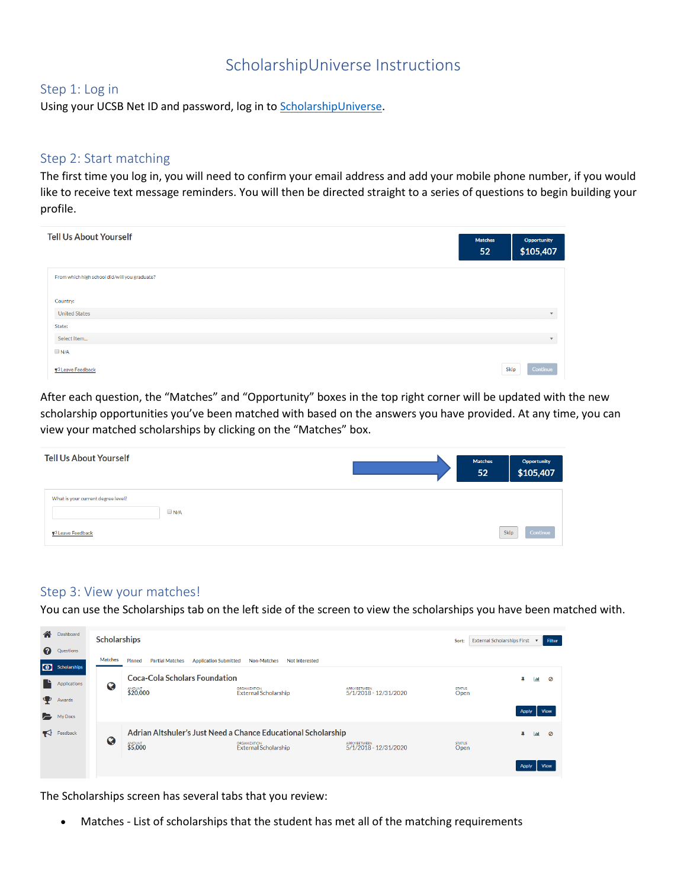# ScholarshipUniverse Instructions

## Step 1: Log in

Using your UCSB Net ID and password, log in to [ScholarshipUniverse](ScholarshipUniverse).

## Step 2: Start matching

The first time you log in, you will need to confirm your email address and add your mobile phone number, if you would like to receive text message reminders. You will then be directed straight to a series of questions to begin building your profile.

After each question, the "Matches" and "Opportunity" boxes in the top right corner will be updated with the new scholarship opportunities you've been matched with based on the answers you have provided. At any time, you can view your matched scholarships by clicking on the "Matches" box.

## Step 3: View your matches!

You can use the Scholarships tab on the left side of the screen to view the scholarships you have been matched with.

The Scholarships screen has several tabs that you review:

- Matches - List of scholarships that the student has met all of the matching requirements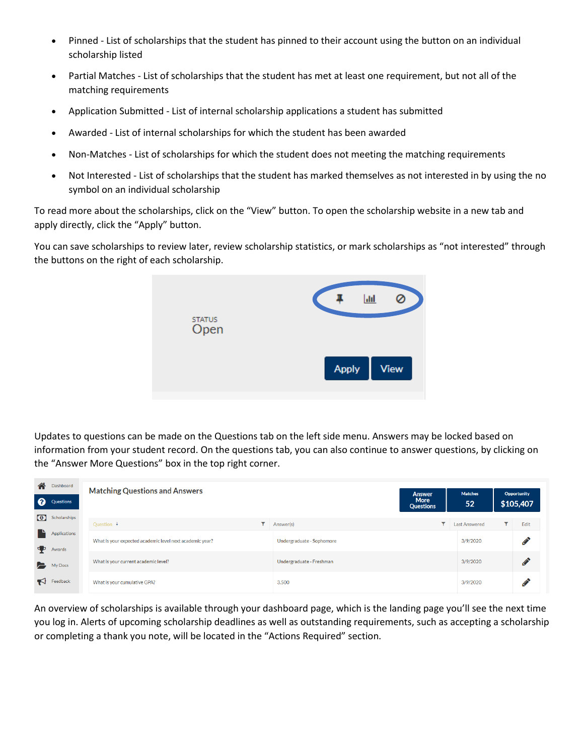- Pinned - List of scholarships that the student has pinned to their account using the button on an individual scholarship listed
- Partial Matches - List of scholarships that the student has met at least one requirement, but not all of the matching requirements
- Application Submitted - List of internal scholarship applications a student has submitted
- Awarded - List of internal scholarships for which the student has been awarded
- Non-Matches - List of scholarships for which the student does not meeting the matching requirements
- Not Interested - List of scholarships that the student has marked themselves as not interested in by using the no symbol on an individual scholarship

To read more about the scholarships, click on the "View" button. To open the scholarship website in a new tab and apply directly, click the "Apply" button.

You can save scholarships to review later, review scholarship statistics, or mark scholarships as "not interested" through the buttons on the right of each scholarship.

Updates to questions can be made on the Questions tab on the left side menu. Answers may be locked based on information from your student record. On the questions tab, you can also continue to answer questions, by clicking on the "Answer More Questions" box in the top right corner.

An overview of scholarships is available through your dashboard page, which is the landing page you'll see the next time you log in. Alerts of upcoming scholarship deadlines as well as outstanding requirements, such as accepting a scholarship or completing a thank you note, will be located in the "Actions Required" section.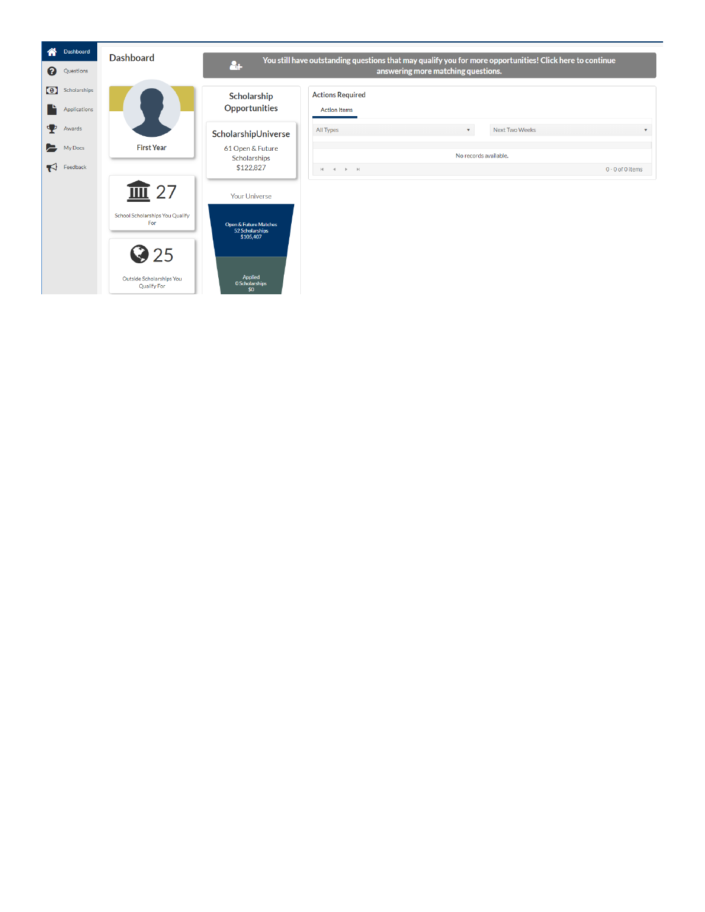- Dashboard
- Questions
- Scholarships
- Applications
- Awards
- My Docs
- Feedback

## Dashboard

You still have outstanding questions that may qualify you for more opportunities! Click here to continue answering more matching questions.

First Year

27

School Scholarships You Qualify For

25

Outside Scholarships You Qualify For

### Scholarship Opportunities

**ScholarshipUniverse**

61 Open & Future Scholarships

$122,827

Your Universe

Open & Future Matches
52 Scholarships
$105,407

Applied
0 Scholarships
$0

### Actions Required

Action Items

All Types

Next Two Weeks

No records available.

0 - 0 of 0 items